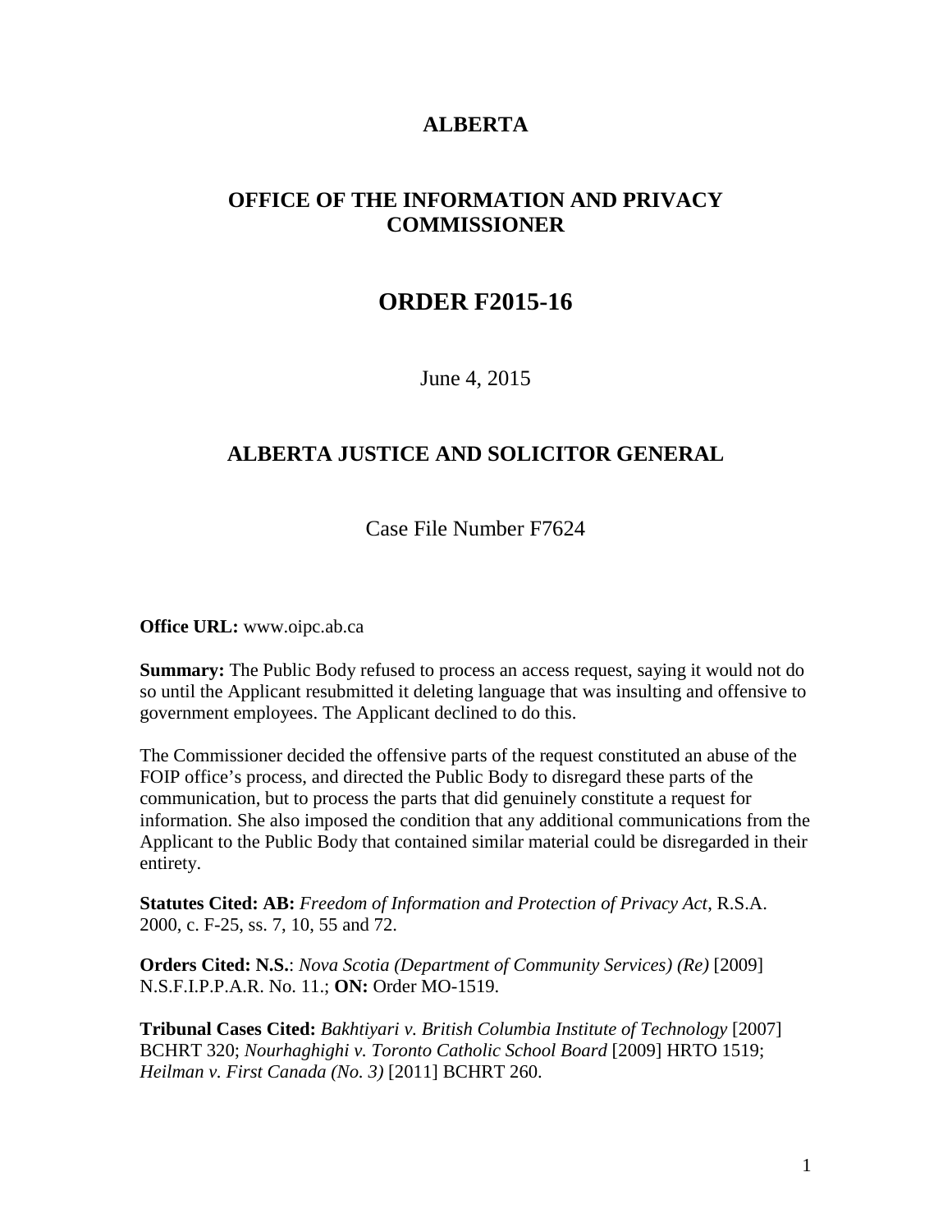# ALBERTA

## OFFICE OF THE INFORMATION AND PRIVACY COMMISSIONER

# ORDER F2015-16

June 4, 2015

## ALBERTA JUSTICE AND SOLICITOR GENERAL

Case File Number F7624

**Office URL:** www.oipc.ab.ca

**Summary:** The Public Body refused to process an access request, saying it would not do so until the Applicant resubmitted it deleting language that was insulting and offensive to government employees. The Applicant declined to do this.

The Commissioner decided the offensive parts of the request constituted an abuse of the FOIP office's process, and directed the Public Body to disregard these parts of the communication, but to process the parts that did genuinely constitute a request for information. She also imposed the condition that any additional communications from the Applicant to the Public Body that contained similar material could be disregarded in their entirety.

**Statutes Cited: AB:** *Freedom of Information and Protection of Privacy Act*, R.S.A. 2000, c. F-25, ss. 7, 10, 55 and 72.

**Orders Cited: N.S.**: *Nova Scotia (Department of Community Services) (Re)* [2009] N.S.F.I.P.P.A.R. No. 11.; **ON:** Order MO-1519.

**Tribunal Cases Cited:** *Bakhtiyari v. British Columbia Institute of Technology* [2007] BCHRT 320; *Nourhaghighi v. Toronto Catholic School Board* [2009] HRTO 1519; *Heilman v. First Canada (No. 3)* [2011] BCHRT 260.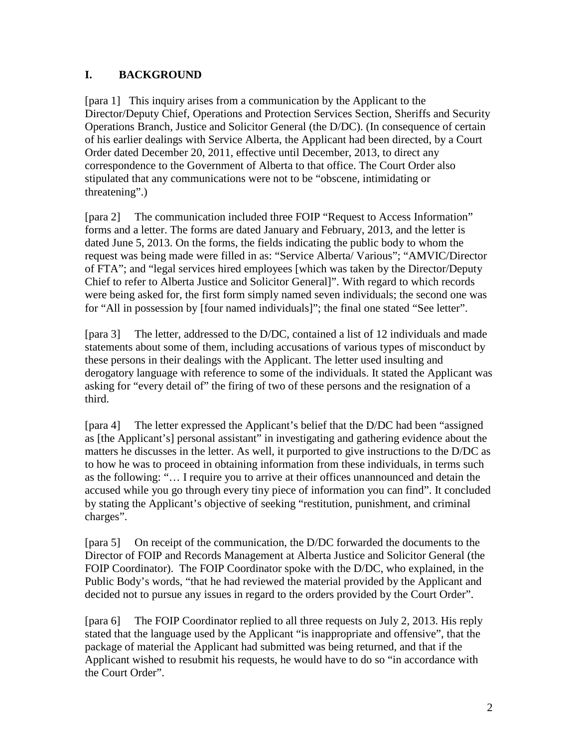## I. BACKGROUND

[para 1] This inquiry arises from a communication by the Applicant to the Director/Deputy Chief, Operations and Protection Services Section, Sheriffs and Security Operations Branch, Justice and Solicitor General (the D/DC). (In consequence of certain of his earlier dealings with Service Alberta, the Applicant had been directed, by a Court Order dated December 20, 2011, effective until December, 2013, to direct any correspondence to the Government of Alberta to that office. The Court Order also stipulated that any communications were not to be "obscene, intimidating or threatening".)

[para 2] The communication included three FOIP "Request to Access Information" forms and a letter. The forms are dated January and February, 2013, and the letter is dated June 5, 2013. On the forms, the fields indicating the public body to whom the request was being made were filled in as: "Service Alberta/ Various"; "AMVIC/Director of FTA"; and "legal services hired employees [which was taken by the Director/Deputy Chief to refer to Alberta Justice and Solicitor General]". With regard to which records were being asked for, the first form simply named seven individuals; the second one was for "All in possession by [four named individuals]"; the final one stated "See letter".

[para 3] The letter, addressed to the D/DC, contained a list of 12 individuals and made statements about some of them, including accusations of various types of misconduct by these persons in their dealings with the Applicant. The letter used insulting and derogatory language with reference to some of the individuals. It stated the Applicant was asking for "every detail of" the firing of two of these persons and the resignation of a third.

[para 4] The letter expressed the Applicant's belief that the D/DC had been "assigned as [the Applicant's] personal assistant" in investigating and gathering evidence about the matters he discusses in the letter. As well, it purported to give instructions to the D/DC as to how he was to proceed in obtaining information from these individuals, in terms such as the following: "… I require you to arrive at their offices unannounced and detain the accused while you go through every tiny piece of information you can find". It concluded by stating the Applicant's objective of seeking "restitution, punishment, and criminal charges".

[para 5] On receipt of the communication, the D/DC forwarded the documents to the Director of FOIP and Records Management at Alberta Justice and Solicitor General (the FOIP Coordinator). The FOIP Coordinator spoke with the D/DC, who explained, in the Public Body's words, "that he had reviewed the material provided by the Applicant and decided not to pursue any issues in regard to the orders provided by the Court Order".

[para 6] The FOIP Coordinator replied to all three requests on July 2, 2013. His reply stated that the language used by the Applicant "is inappropriate and offensive", that the package of material the Applicant had submitted was being returned, and that if the Applicant wished to resubmit his requests, he would have to do so "in accordance with the Court Order".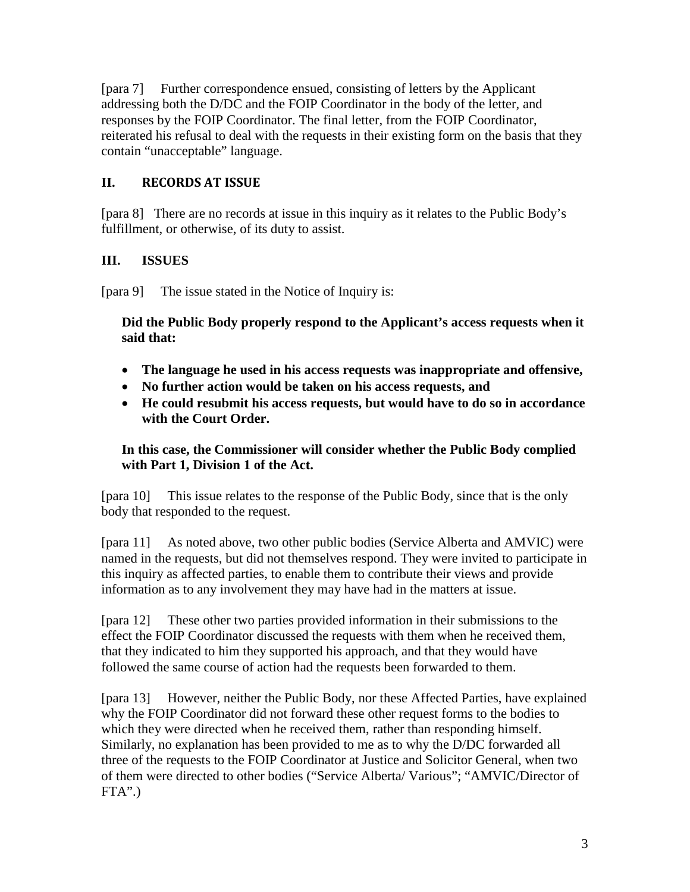[para 7] Further correspondence ensued, consisting of letters by the Applicant addressing both the D/DC and the FOIP Coordinator in the body of the letter, and responses by the FOIP Coordinator. The final letter, from the FOIP Coordinator, reiterated his refusal to deal with the requests in their existing form on the basis that they contain "unacceptable" language.

## II. RECORDS AT ISSUE

[para 8] There are no records at issue in this inquiry as it relates to the Public Body's fulfillment, or otherwise, of its duty to assist.

## III. ISSUES

[para 9] The issue stated in the Notice of Inquiry is:

> **Did the Public Body properly respond to the Applicant's access requests when it said that:**
>
> - **The language he used in his access requests was inappropriate and offensive,**
> - **No further action would be taken on his access requests, and**
> - **He could resubmit his access requests, but would have to do so in accordance with the Court Order.**
>
> **In this case, the Commissioner will consider whether the Public Body complied with Part 1, Division 1 of the Act.**

[para 10] This issue relates to the response of the Public Body, since that is the only body that responded to the request.

[para 11] As noted above, two other public bodies (Service Alberta and AMVIC) were named in the requests, but did not themselves respond. They were invited to participate in this inquiry as affected parties, to enable them to contribute their views and provide information as to any involvement they may have had in the matters at issue.

[para 12] These other two parties provided information in their submissions to the effect the FOIP Coordinator discussed the requests with them when he received them, that they indicated to him they supported his approach, and that they would have followed the same course of action had the requests been forwarded to them.

[para 13] However, neither the Public Body, nor these Affected Parties, have explained why the FOIP Coordinator did not forward these other request forms to the bodies to which they were directed when he received them, rather than responding himself. Similarly, no explanation has been provided to me as to why the D/DC forwarded all three of the requests to the FOIP Coordinator at Justice and Solicitor General, when two of them were directed to other bodies ("Service Alberta/ Various"; "AMVIC/Director of FTA".)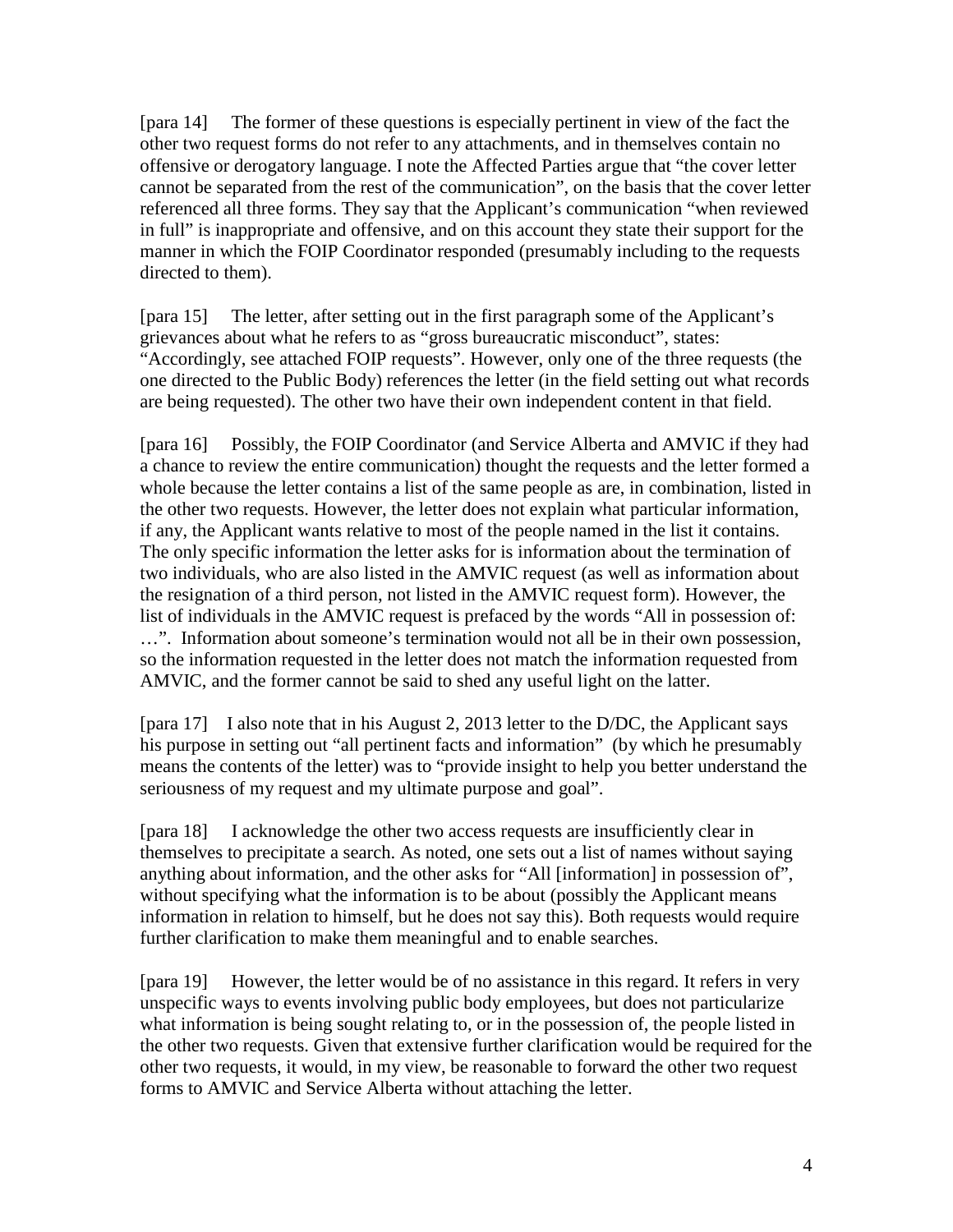[para 14] The former of these questions is especially pertinent in view of the fact the other two request forms do not refer to any attachments, and in themselves contain no offensive or derogatory language. I note the Affected Parties argue that "the cover letter cannot be separated from the rest of the communication", on the basis that the cover letter referenced all three forms. They say that the Applicant's communication "when reviewed in full" is inappropriate and offensive, and on this account they state their support for the manner in which the FOIP Coordinator responded (presumably including to the requests directed to them).

[para 15] The letter, after setting out in the first paragraph some of the Applicant's grievances about what he refers to as "gross bureaucratic misconduct", states: "Accordingly, see attached FOIP requests". However, only one of the three requests (the one directed to the Public Body) references the letter (in the field setting out what records are being requested). The other two have their own independent content in that field.

[para 16] Possibly, the FOIP Coordinator (and Service Alberta and AMVIC if they had a chance to review the entire communication) thought the requests and the letter formed a whole because the letter contains a list of the same people as are, in combination, listed in the other two requests. However, the letter does not explain what particular information, if any, the Applicant wants relative to most of the people named in the list it contains. The only specific information the letter asks for is information about the termination of two individuals, who are also listed in the AMVIC request (as well as information about the resignation of a third person, not listed in the AMVIC request form). However, the list of individuals in the AMVIC request is prefaced by the words "All in possession of: …". Information about someone's termination would not all be in their own possession, so the information requested in the letter does not match the information requested from AMVIC, and the former cannot be said to shed any useful light on the latter.

[para 17] I also note that in his August 2, 2013 letter to the D/DC, the Applicant says his purpose in setting out "all pertinent facts and information" (by which he presumably means the contents of the letter) was to "provide insight to help you better understand the seriousness of my request and my ultimate purpose and goal".

[para 18] I acknowledge the other two access requests are insufficiently clear in themselves to precipitate a search. As noted, one sets out a list of names without saying anything about information, and the other asks for "All [information] in possession of", without specifying what the information is to be about (possibly the Applicant means information in relation to himself, but he does not say this). Both requests would require further clarification to make them meaningful and to enable searches.

[para 19] However, the letter would be of no assistance in this regard. It refers in very unspecific ways to events involving public body employees, but does not particularize what information is being sought relating to, or in the possession of, the people listed in the other two requests. Given that extensive further clarification would be required for the other two requests, it would, in my view, be reasonable to forward the other two request forms to AMVIC and Service Alberta without attaching the letter.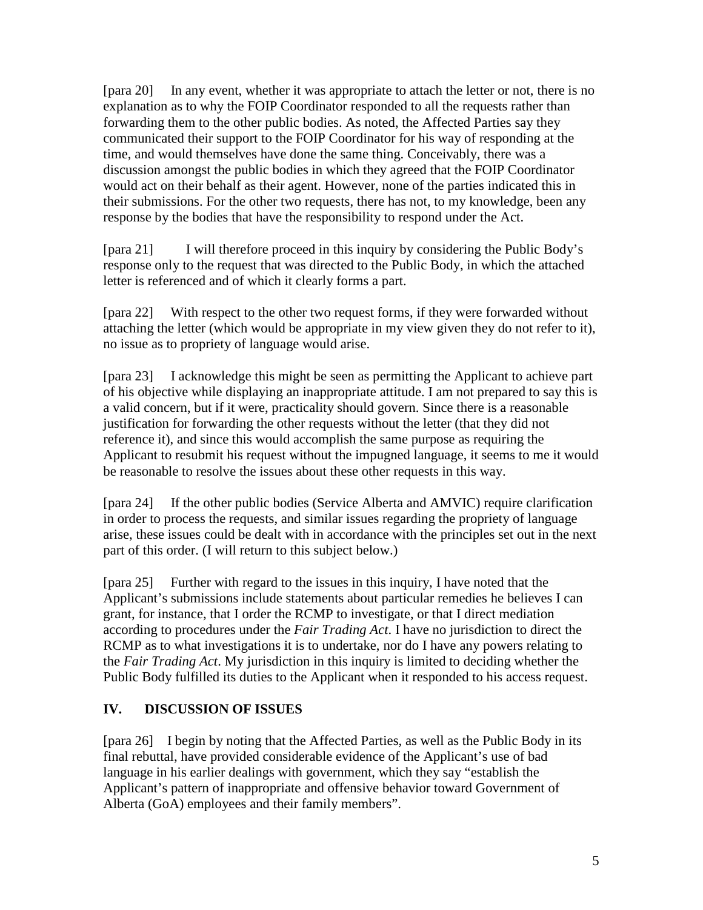[para 20]  In any event, whether it was appropriate to attach the letter or not, there is no explanation as to why the FOIP Coordinator responded to all the requests rather than forwarding them to the other public bodies. As noted, the Affected Parties say they communicated their support to the FOIP Coordinator for his way of responding at the time, and would themselves have done the same thing. Conceivably, there was a discussion amongst the public bodies in which they agreed that the FOIP Coordinator would act on their behalf as their agent. However, none of the parties indicated this in their submissions. For the other two requests, there has not, to my knowledge, been any response by the bodies that have the responsibility to respond under the Act.

[para 21]  I will therefore proceed in this inquiry by considering the Public Body's response only to the request that was directed to the Public Body, in which the attached letter is referenced and of which it clearly forms a part.

[para 22]  With respect to the other two request forms, if they were forwarded without attaching the letter (which would be appropriate in my view given they do not refer to it), no issue as to propriety of language would arise.

[para 23]  I acknowledge this might be seen as permitting the Applicant to achieve part of his objective while displaying an inappropriate attitude. I am not prepared to say this is a valid concern, but if it were, practicality should govern. Since there is a reasonable justification for forwarding the other requests without the letter (that they did not reference it), and since this would accomplish the same purpose as requiring the Applicant to resubmit his request without the impugned language, it seems to me it would be reasonable to resolve the issues about these other requests in this way.

[para 24]  If the other public bodies (Service Alberta and AMVIC) require clarification in order to process the requests, and similar issues regarding the propriety of language arise, these issues could be dealt with in accordance with the principles set out in the next part of this order. (I will return to this subject below.)

[para 25]  Further with regard to the issues in this inquiry, I have noted that the Applicant's submissions include statements about particular remedies he believes I can grant, for instance, that I order the RCMP to investigate, or that I direct mediation according to procedures under the *Fair Trading Act*. I have no jurisdiction to direct the RCMP as to what investigations it is to undertake, nor do I have any powers relating to the *Fair Trading Act*. My jurisdiction in this inquiry is limited to deciding whether the Public Body fulfilled its duties to the Applicant when it responded to his access request.

## IV. DISCUSSION OF ISSUES

[para 26]  I begin by noting that the Affected Parties, as well as the Public Body in its final rebuttal, have provided considerable evidence of the Applicant's use of bad language in his earlier dealings with government, which they say "establish the Applicant's pattern of inappropriate and offensive behavior toward Government of Alberta (GoA) employees and their family members".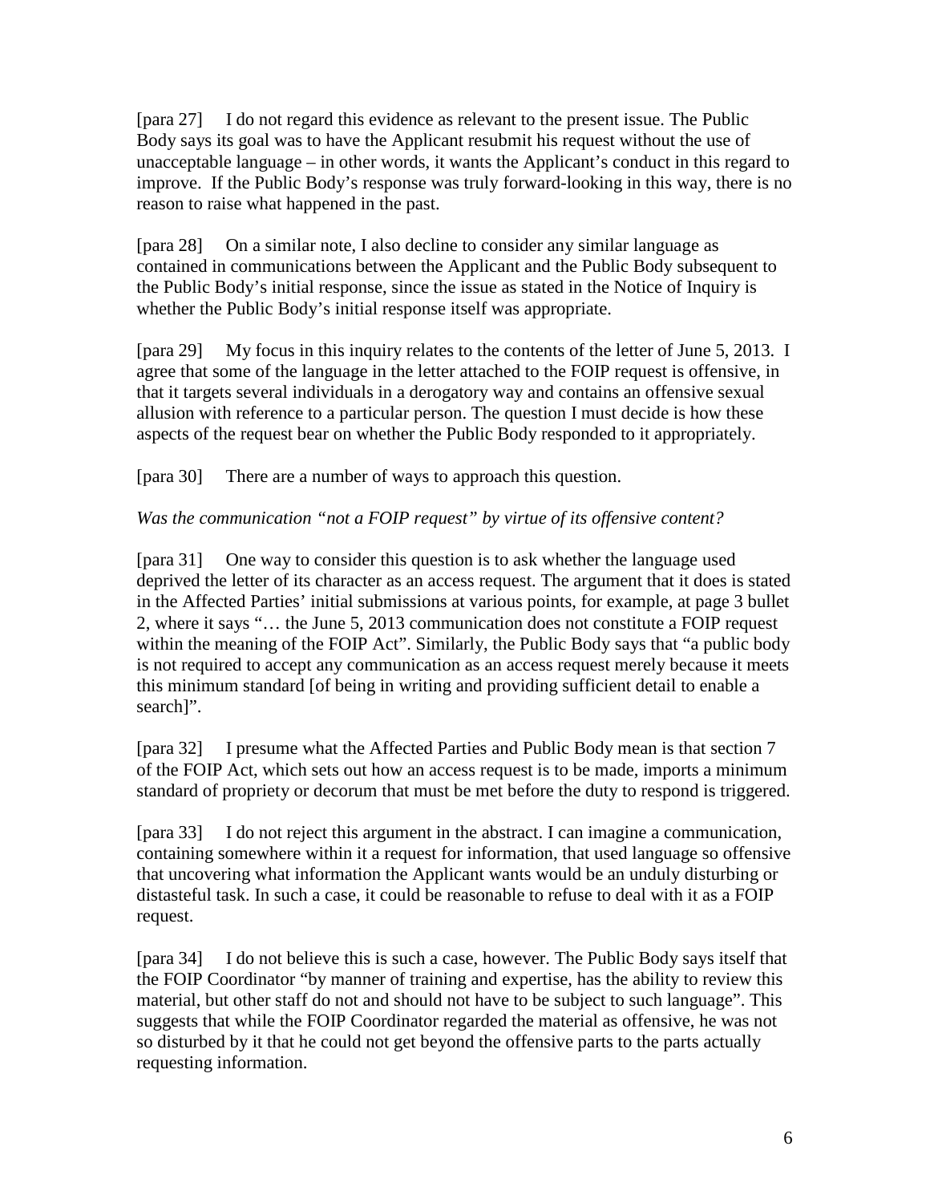[para 27] I do not regard this evidence as relevant to the present issue. The Public Body says its goal was to have the Applicant resubmit his request without the use of unacceptable language – in other words, it wants the Applicant's conduct in this regard to improve. If the Public Body's response was truly forward-looking in this way, there is no reason to raise what happened in the past.

[para 28] On a similar note, I also decline to consider any similar language as contained in communications between the Applicant and the Public Body subsequent to the Public Body's initial response, since the issue as stated in the Notice of Inquiry is whether the Public Body's initial response itself was appropriate.

[para 29] My focus in this inquiry relates to the contents of the letter of June 5, 2013. I agree that some of the language in the letter attached to the FOIP request is offensive, in that it targets several individuals in a derogatory way and contains an offensive sexual allusion with reference to a particular person. The question I must decide is how these aspects of the request bear on whether the Public Body responded to it appropriately.

[para 30] There are a number of ways to approach this question.

*Was the communication "not a FOIP request" by virtue of its offensive content?*

[para 31] One way to consider this question is to ask whether the language used deprived the letter of its character as an access request. The argument that it does is stated in the Affected Parties' initial submissions at various points, for example, at page 3 bullet 2, where it says "… the June 5, 2013 communication does not constitute a FOIP request within the meaning of the FOIP Act". Similarly, the Public Body says that "a public body is not required to accept any communication as an access request merely because it meets this minimum standard [of being in writing and providing sufficient detail to enable a search]".

[para 32] I presume what the Affected Parties and Public Body mean is that section 7 of the FOIP Act, which sets out how an access request is to be made, imports a minimum standard of propriety or decorum that must be met before the duty to respond is triggered.

[para 33] I do not reject this argument in the abstract. I can imagine a communication, containing somewhere within it a request for information, that used language so offensive that uncovering what information the Applicant wants would be an unduly disturbing or distasteful task. In such a case, it could be reasonable to refuse to deal with it as a FOIP request.

[para 34] I do not believe this is such a case, however. The Public Body says itself that the FOIP Coordinator "by manner of training and expertise, has the ability to review this material, but other staff do not and should not have to be subject to such language". This suggests that while the FOIP Coordinator regarded the material as offensive, he was not so disturbed by it that he could not get beyond the offensive parts to the parts actually requesting information.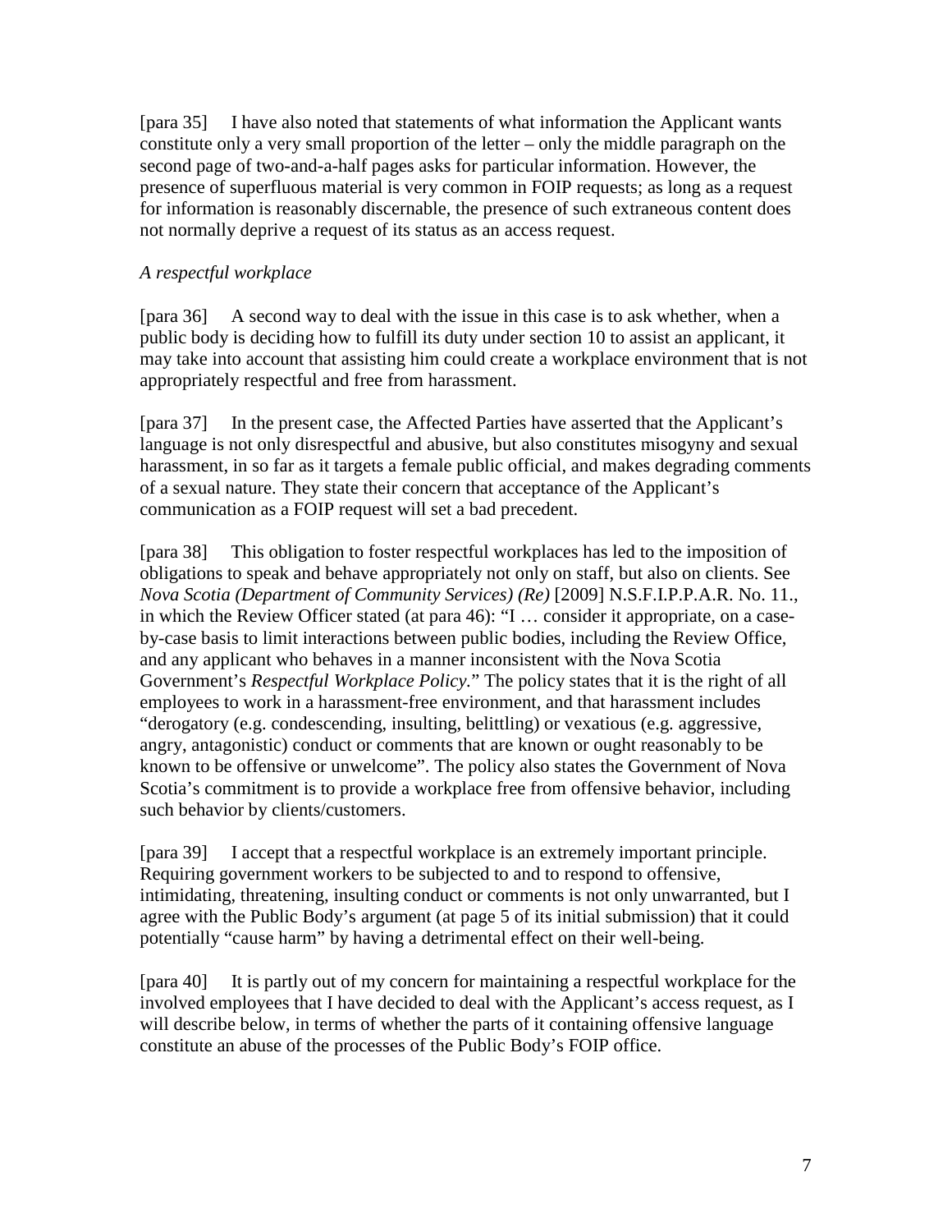[para 35] I have also noted that statements of what information the Applicant wants constitute only a very small proportion of the letter – only the middle paragraph on the second page of two-and-a-half pages asks for particular information. However, the presence of superfluous material is very common in FOIP requests; as long as a request for information is reasonably discernable, the presence of such extraneous content does not normally deprive a request of its status as an access request.

*A respectful workplace*

[para 36] A second way to deal with the issue in this case is to ask whether, when a public body is deciding how to fulfill its duty under section 10 to assist an applicant, it may take into account that assisting him could create a workplace environment that is not appropriately respectful and free from harassment.

[para 37] In the present case, the Affected Parties have asserted that the Applicant's language is not only disrespectful and abusive, but also constitutes misogyny and sexual harassment, in so far as it targets a female public official, and makes degrading comments of a sexual nature. They state their concern that acceptance of the Applicant's communication as a FOIP request will set a bad precedent.

[para 38] This obligation to foster respectful workplaces has led to the imposition of obligations to speak and behave appropriately not only on staff, but also on clients. See *Nova Scotia (Department of Community Services) (Re)* [2009] N.S.F.I.P.P.A.R. No. 11., in which the Review Officer stated (at para 46): "I … consider it appropriate, on a case-by-case basis to limit interactions between public bodies, including the Review Office, and any applicant who behaves in a manner inconsistent with the Nova Scotia Government's *Respectful Workplace Policy.*" The policy states that it is the right of all employees to work in a harassment-free environment, and that harassment includes "derogatory (e.g. condescending, insulting, belittling) or vexatious (e.g. aggressive, angry, antagonistic) conduct or comments that are known or ought reasonably to be known to be offensive or unwelcome". The policy also states the Government of Nova Scotia's commitment is to provide a workplace free from offensive behavior, including such behavior by clients/customers.

[para 39] I accept that a respectful workplace is an extremely important principle. Requiring government workers to be subjected to and to respond to offensive, intimidating, threatening, insulting conduct or comments is not only unwarranted, but I agree with the Public Body's argument (at page 5 of its initial submission) that it could potentially "cause harm" by having a detrimental effect on their well-being.

[para 40] It is partly out of my concern for maintaining a respectful workplace for the involved employees that I have decided to deal with the Applicant's access request, as I will describe below, in terms of whether the parts of it containing offensive language constitute an abuse of the processes of the Public Body's FOIP office.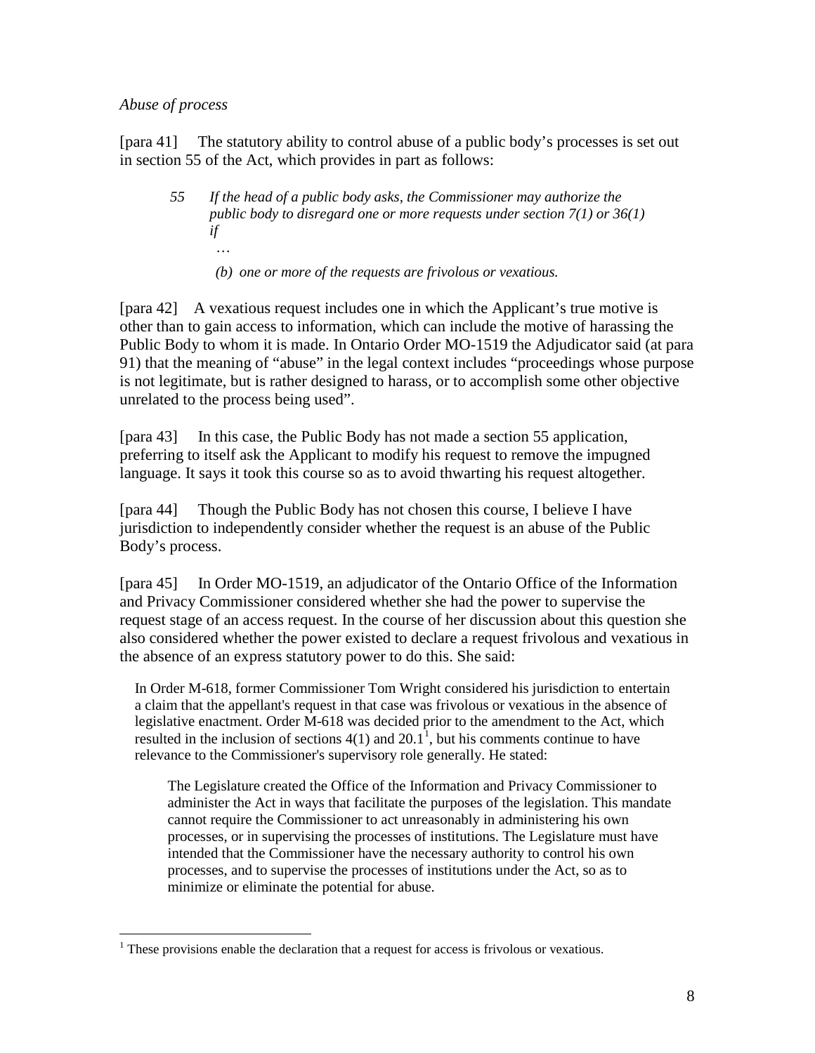*Abuse of process*

[para 41] The statutory ability to control abuse of a public body's processes is set out in section 55 of the Act, which provides in part as follows:

> *55 If the head of a public body asks, the Commissioner may authorize the public body to disregard one or more requests under section 7(1) or 36(1) if*
>
> …
>
> *(b) one or more of the requests are frivolous or vexatious.*

[para 42] A vexatious request includes one in which the Applicant's true motive is other than to gain access to information, which can include the motive of harassing the Public Body to whom it is made. In Ontario Order MO-1519 the Adjudicator said (at para 91) that the meaning of "abuse" in the legal context includes "proceedings whose purpose is not legitimate, but is rather designed to harass, or to accomplish some other objective unrelated to the process being used".

[para 43] In this case, the Public Body has not made a section 55 application, preferring to itself ask the Applicant to modify his request to remove the impugned language. It says it took this course so as to avoid thwarting his request altogether.

[para 44] Though the Public Body has not chosen this course, I believe I have jurisdiction to independently consider whether the request is an abuse of the Public Body's process.

[para 45] In Order MO-1519, an adjudicator of the Ontario Office of the Information and Privacy Commissioner considered whether she had the power to supervise the request stage of an access request. In the course of her discussion about this question she also considered whether the power existed to declare a request frivolous and vexatious in the absence of an express statutory power to do this. She said:

> In Order M-618, former Commissioner Tom Wright considered his jurisdiction to entertain a claim that the appellant's request in that case was frivolous or vexatious in the absence of legislative enactment. Order M-618 was decided prior to the amendment to the Act, which resulted in the inclusion of sections 4(1) and 20.1[1], but his comments continue to have relevance to the Commissioner's supervisory role generally. He stated:
>
>> The Legislature created the Office of the Information and Privacy Commissioner to administer the Act in ways that facilitate the purposes of the legislation. This mandate cannot require the Commissioner to act unreasonably in administering his own processes, or in supervising the processes of institutions. The Legislature must have intended that the Commissioner have the necessary authority to control his own processes, and to supervise the processes of institutions under the Act, so as to minimize or eliminate the potential for abuse.

---

[1] These provisions enable the declaration that a request for access is frivolous or vexatious.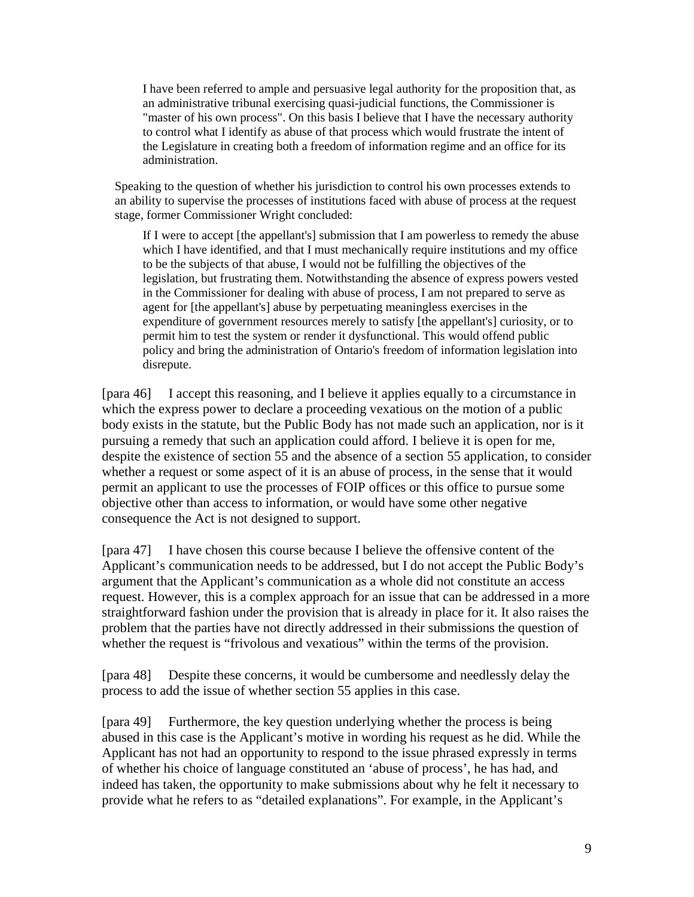> I have been referred to ample and persuasive legal authority for the proposition that, as an administrative tribunal exercising quasi-judicial functions, the Commissioner is "master of his own process". On this basis I believe that I have the necessary authority to control what I identify as abuse of that process which would frustrate the intent of the Legislature in creating both a freedom of information regime and an office for its administration.

Speaking to the question of whether his jurisdiction to control his own processes extends to an ability to supervise the processes of institutions faced with abuse of process at the request stage, former Commissioner Wright concluded:

> If I were to accept [the appellant's] submission that I am powerless to remedy the abuse which I have identified, and that I must mechanically require institutions and my office to be the subjects of that abuse, I would not be fulfilling the objectives of the legislation, but frustrating them. Notwithstanding the absence of express powers vested in the Commissioner for dealing with abuse of process, I am not prepared to serve as agent for [the appellant's] abuse by perpetuating meaningless exercises in the expenditure of government resources merely to satisfy [the appellant's] curiosity, or to permit him to test the system or render it dysfunctional. This would offend public policy and bring the administration of Ontario's freedom of information legislation into disrepute.

[para 46] I accept this reasoning, and I believe it applies equally to a circumstance in which the express power to declare a proceeding vexatious on the motion of a public body exists in the statute, but the Public Body has not made such an application, nor is it pursuing a remedy that such an application could afford. I believe it is open for me, despite the existence of section 55 and the absence of a section 55 application, to consider whether a request or some aspect of it is an abuse of process, in the sense that it would permit an applicant to use the processes of FOIP offices or this office to pursue some objective other than access to information, or would have some other negative consequence the Act is not designed to support.

[para 47] I have chosen this course because I believe the offensive content of the Applicant's communication needs to be addressed, but I do not accept the Public Body's argument that the Applicant's communication as a whole did not constitute an access request. However, this is a complex approach for an issue that can be addressed in a more straightforward fashion under the provision that is already in place for it. It also raises the problem that the parties have not directly addressed in their submissions the question of whether the request is "frivolous and vexatious" within the terms of the provision.

[para 48] Despite these concerns, it would be cumbersome and needlessly delay the process to add the issue of whether section 55 applies in this case.

[para 49] Furthermore, the key question underlying whether the process is being abused in this case is the Applicant's motive in wording his request as he did. While the Applicant has not had an opportunity to respond to the issue phrased expressly in terms of whether his choice of language constituted an 'abuse of process', he has had, and indeed has taken, the opportunity to make submissions about why he felt it necessary to provide what he refers to as "detailed explanations". For example, in the Applicant's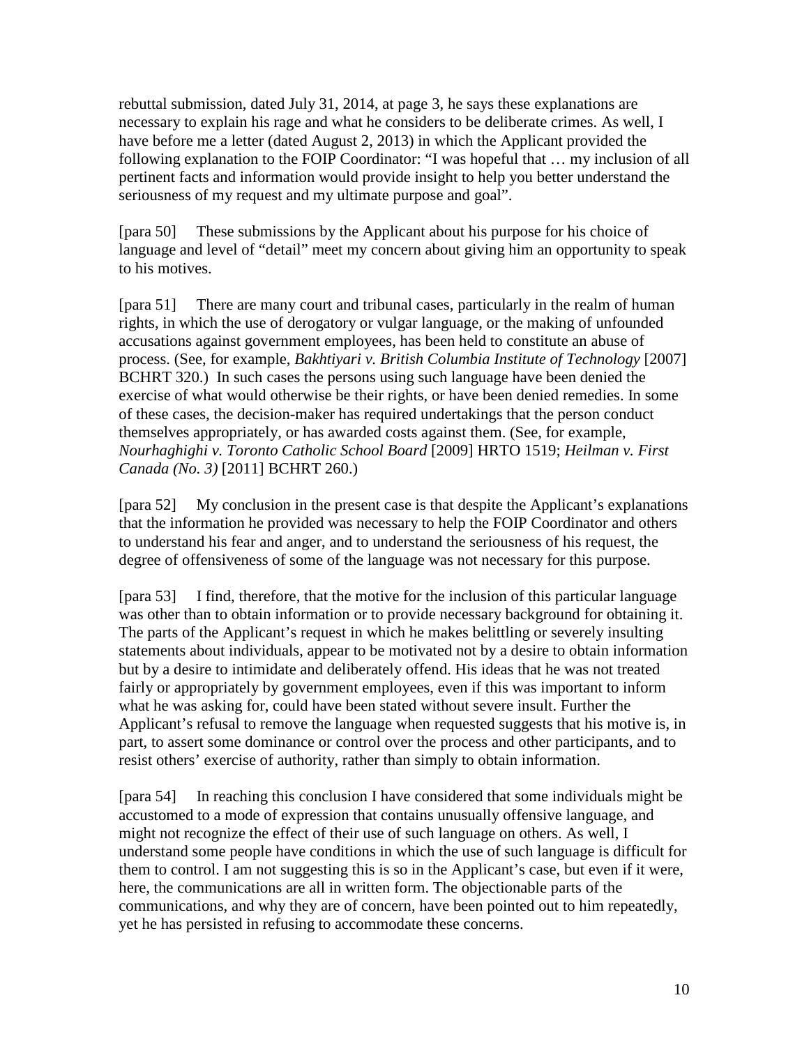rebuttal submission, dated July 31, 2014, at page 3, he says these explanations are necessary to explain his rage and what he considers to be deliberate crimes. As well, I have before me a letter (dated August 2, 2013) in which the Applicant provided the following explanation to the FOIP Coordinator: "I was hopeful that … my inclusion of all pertinent facts and information would provide insight to help you better understand the seriousness of my request and my ultimate purpose and goal".

[para 50] These submissions by the Applicant about his purpose for his choice of language and level of "detail" meet my concern about giving him an opportunity to speak to his motives.

[para 51] There are many court and tribunal cases, particularly in the realm of human rights, in which the use of derogatory or vulgar language, or the making of unfounded accusations against government employees, has been held to constitute an abuse of process. (See, for example, *Bakhtiyari v. British Columbia Institute of Technology* [2007] BCHRT 320.) In such cases the persons using such language have been denied the exercise of what would otherwise be their rights, or have been denied remedies. In some of these cases, the decision-maker has required undertakings that the person conduct themselves appropriately, or has awarded costs against them. (See, for example, *Nourhaghighi v. Toronto Catholic School Board* [2009] HRTO 1519; *Heilman v. First Canada (No. 3)* [2011] BCHRT 260.)

[para 52] My conclusion in the present case is that despite the Applicant's explanations that the information he provided was necessary to help the FOIP Coordinator and others to understand his fear and anger, and to understand the seriousness of his request, the degree of offensiveness of some of the language was not necessary for this purpose.

[para 53] I find, therefore, that the motive for the inclusion of this particular language was other than to obtain information or to provide necessary background for obtaining it. The parts of the Applicant's request in which he makes belittling or severely insulting statements about individuals, appear to be motivated not by a desire to obtain information but by a desire to intimidate and deliberately offend. His ideas that he was not treated fairly or appropriately by government employees, even if this was important to inform what he was asking for, could have been stated without severe insult. Further the Applicant's refusal to remove the language when requested suggests that his motive is, in part, to assert some dominance or control over the process and other participants, and to resist others' exercise of authority, rather than simply to obtain information.

[para 54] In reaching this conclusion I have considered that some individuals might be accustomed to a mode of expression that contains unusually offensive language, and might not recognize the effect of their use of such language on others. As well, I understand some people have conditions in which the use of such language is difficult for them to control. I am not suggesting this is so in the Applicant's case, but even if it were, here, the communications are all in written form. The objectionable parts of the communications, and why they are of concern, have been pointed out to him repeatedly, yet he has persisted in refusing to accommodate these concerns.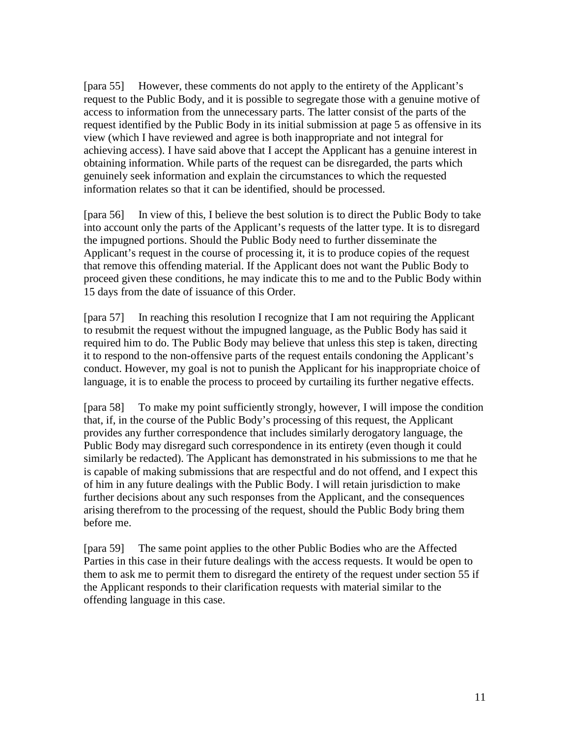[para 55] However, these comments do not apply to the entirety of the Applicant's request to the Public Body, and it is possible to segregate those with a genuine motive of access to information from the unnecessary parts. The latter consist of the parts of the request identified by the Public Body in its initial submission at page 5 as offensive in its view (which I have reviewed and agree is both inappropriate and not integral for achieving access). I have said above that I accept the Applicant has a genuine interest in obtaining information. While parts of the request can be disregarded, the parts which genuinely seek information and explain the circumstances to which the requested information relates so that it can be identified, should be processed.

[para 56] In view of this, I believe the best solution is to direct the Public Body to take into account only the parts of the Applicant's requests of the latter type. It is to disregard the impugned portions. Should the Public Body need to further disseminate the Applicant's request in the course of processing it, it is to produce copies of the request that remove this offending material. If the Applicant does not want the Public Body to proceed given these conditions, he may indicate this to me and to the Public Body within 15 days from the date of issuance of this Order.

[para 57] In reaching this resolution I recognize that I am not requiring the Applicant to resubmit the request without the impugned language, as the Public Body has said it required him to do. The Public Body may believe that unless this step is taken, directing it to respond to the non-offensive parts of the request entails condoning the Applicant's conduct. However, my goal is not to punish the Applicant for his inappropriate choice of language, it is to enable the process to proceed by curtailing its further negative effects.

[para 58] To make my point sufficiently strongly, however, I will impose the condition that, if, in the course of the Public Body's processing of this request, the Applicant provides any further correspondence that includes similarly derogatory language, the Public Body may disregard such correspondence in its entirety (even though it could similarly be redacted). The Applicant has demonstrated in his submissions to me that he is capable of making submissions that are respectful and do not offend, and I expect this of him in any future dealings with the Public Body. I will retain jurisdiction to make further decisions about any such responses from the Applicant, and the consequences arising therefrom to the processing of the request, should the Public Body bring them before me.

[para 59] The same point applies to the other Public Bodies who are the Affected Parties in this case in their future dealings with the access requests. It would be open to them to ask me to permit them to disregard the entirety of the request under section 55 if the Applicant responds to their clarification requests with material similar to the offending language in this case.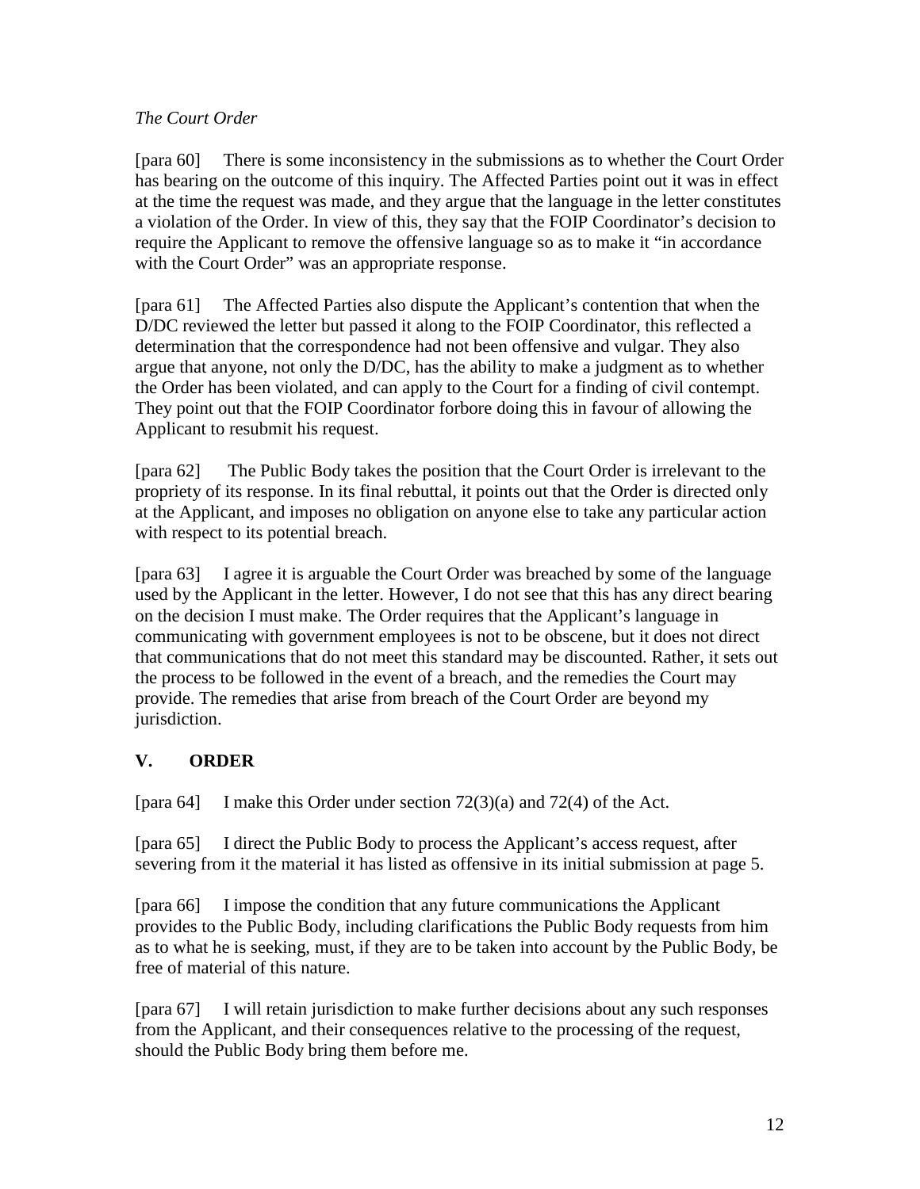*The Court Order*

[para 60] There is some inconsistency in the submissions as to whether the Court Order has bearing on the outcome of this inquiry. The Affected Parties point out it was in effect at the time the request was made, and they argue that the language in the letter constitutes a violation of the Order. In view of this, they say that the FOIP Coordinator's decision to require the Applicant to remove the offensive language so as to make it "in accordance with the Court Order" was an appropriate response.

[para 61] The Affected Parties also dispute the Applicant's contention that when the D/DC reviewed the letter but passed it along to the FOIP Coordinator, this reflected a determination that the correspondence had not been offensive and vulgar. They also argue that anyone, not only the D/DC, has the ability to make a judgment as to whether the Order has been violated, and can apply to the Court for a finding of civil contempt. They point out that the FOIP Coordinator forbore doing this in favour of allowing the Applicant to resubmit his request.

[para 62] The Public Body takes the position that the Court Order is irrelevant to the propriety of its response. In its final rebuttal, it points out that the Order is directed only at the Applicant, and imposes no obligation on anyone else to take any particular action with respect to its potential breach.

[para 63] I agree it is arguable the Court Order was breached by some of the language used by the Applicant in the letter. However, I do not see that this has any direct bearing on the decision I must make. The Order requires that the Applicant's language in communicating with government employees is not to be obscene, but it does not direct that communications that do not meet this standard may be discounted. Rather, it sets out the process to be followed in the event of a breach, and the remedies the Court may provide. The remedies that arise from breach of the Court Order are beyond my jurisdiction.

## V. ORDER

[para 64] I make this Order under section 72(3)(a) and 72(4) of the Act.

[para 65] I direct the Public Body to process the Applicant's access request, after severing from it the material it has listed as offensive in its initial submission at page 5.

[para 66] I impose the condition that any future communications the Applicant provides to the Public Body, including clarifications the Public Body requests from him as to what he is seeking, must, if they are to be taken into account by the Public Body, be free of material of this nature.

[para 67] I will retain jurisdiction to make further decisions about any such responses from the Applicant, and their consequences relative to the processing of the request, should the Public Body bring them before me.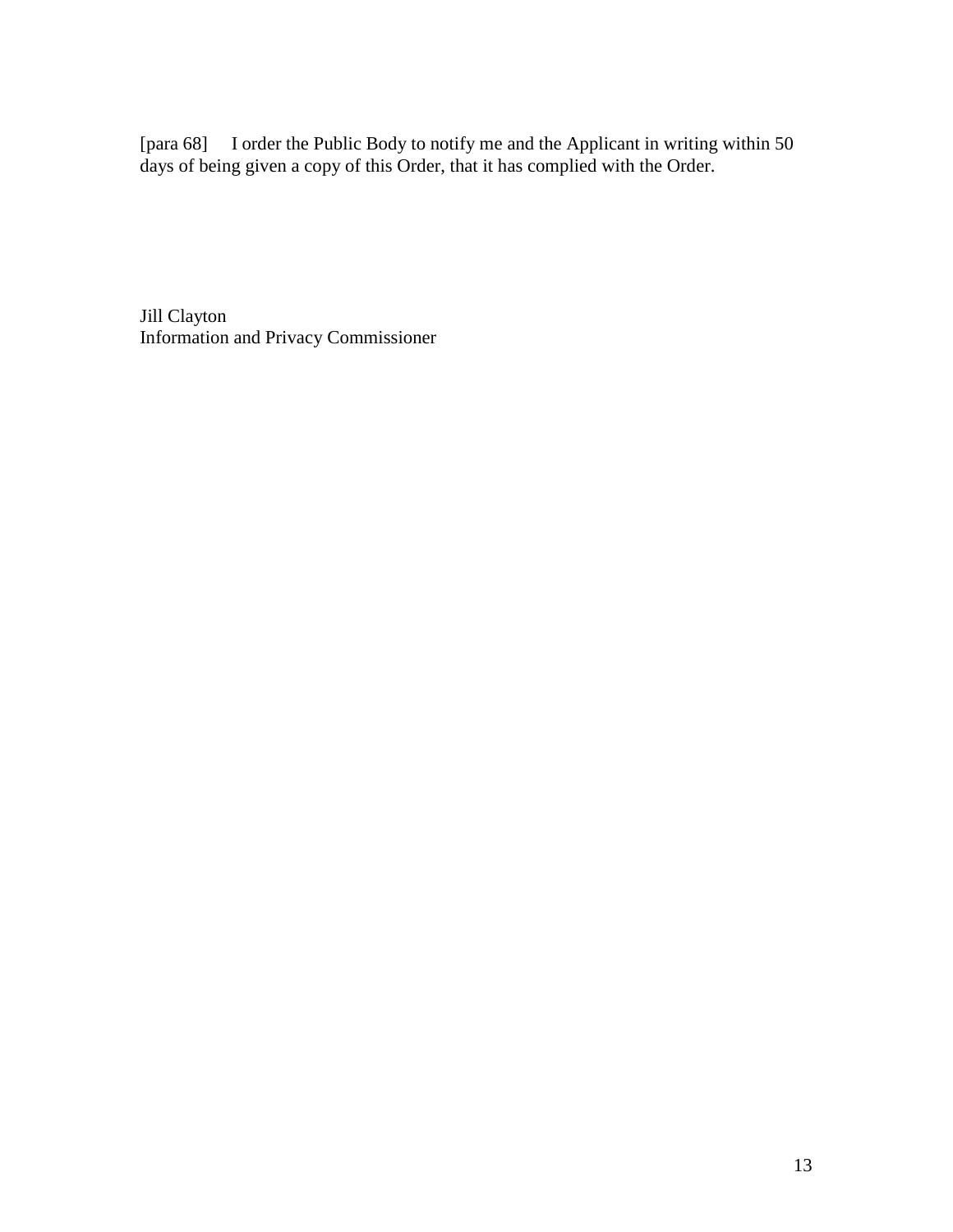[para 68] I order the Public Body to notify me and the Applicant in writing within 50 days of being given a copy of this Order, that it has complied with the Order.

Jill Clayton
Information and Privacy Commissioner